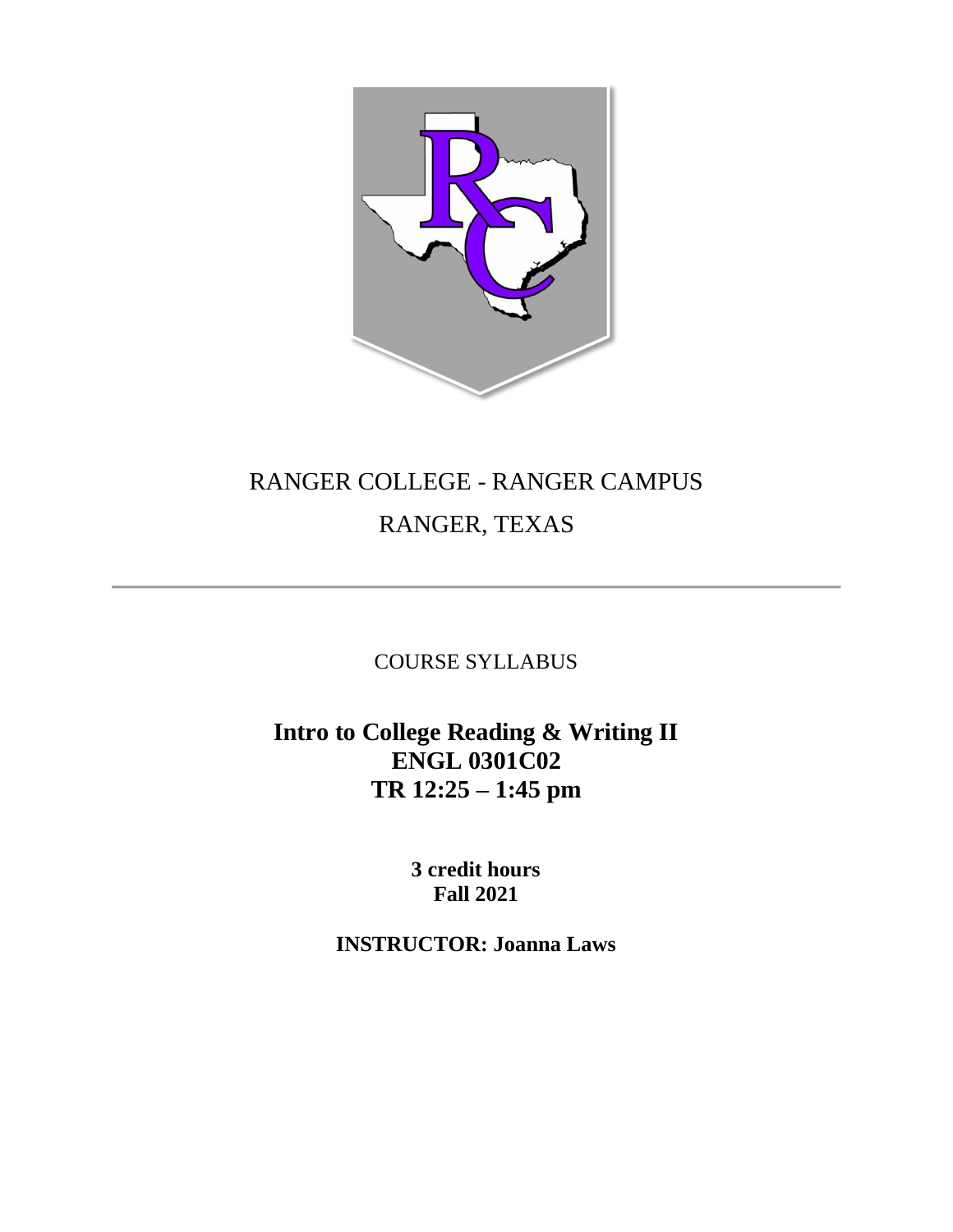RANGER COLLEGE - RANGER CAMPUS

RANGER, TEXAS

---

COURSE SYLLABUS

# Intro to College Reading & Writing II
# ENGL 0301C02
# TR 12:25 – 1:45 pm

**3 credit hours**
**Fall 2021**

**INSTRUCTOR: Joanna Laws**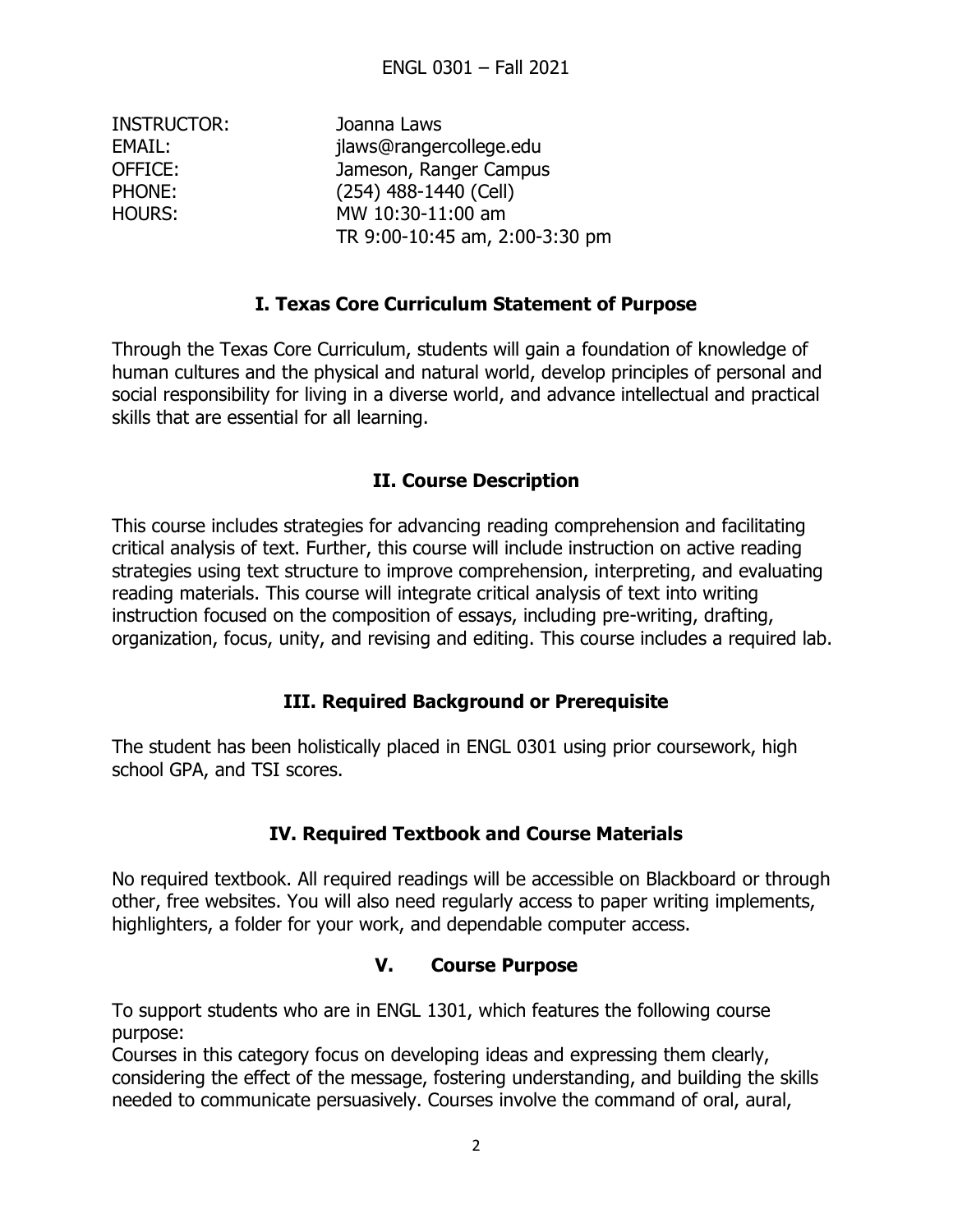ENGL 0301 – Fall 2021

| | |
|---|---|
| INSTRUCTOR: | Joanna Laws |
| EMAIL: | jlaws@rangercollege.edu |
| OFFICE: | Jameson, Ranger Campus |
| PHONE: | (254) 488-1440 (Cell) |
| HOURS: | MW 10:30-11:00 am<br>TR 9:00-10:45 am, 2:00-3:30 pm |

## I. Texas Core Curriculum Statement of Purpose

Through the Texas Core Curriculum, students will gain a foundation of knowledge of human cultures and the physical and natural world, develop principles of personal and social responsibility for living in a diverse world, and advance intellectual and practical skills that are essential for all learning.

## II. Course Description

This course includes strategies for advancing reading comprehension and facilitating critical analysis of text. Further, this course will include instruction on active reading strategies using text structure to improve comprehension, interpreting, and evaluating reading materials. This course will integrate critical analysis of text into writing instruction focused on the composition of essays, including pre-writing, drafting, organization, focus, unity, and revising and editing. This course includes a required lab.

## III. Required Background or Prerequisite

The student has been holistically placed in ENGL 0301 using prior coursework, high school GPA, and TSI scores.

## IV. Required Textbook and Course Materials

No required textbook. All required readings will be accessible on Blackboard or through other, free websites. You will also need regularly access to paper writing implements, highlighters, a folder for your work, and dependable computer access.

## V. Course Purpose

To support students who are in ENGL 1301, which features the following course purpose:
Courses in this category focus on developing ideas and expressing them clearly, considering the effect of the message, fostering understanding, and building the skills needed to communicate persuasively. Courses involve the command of oral, aural,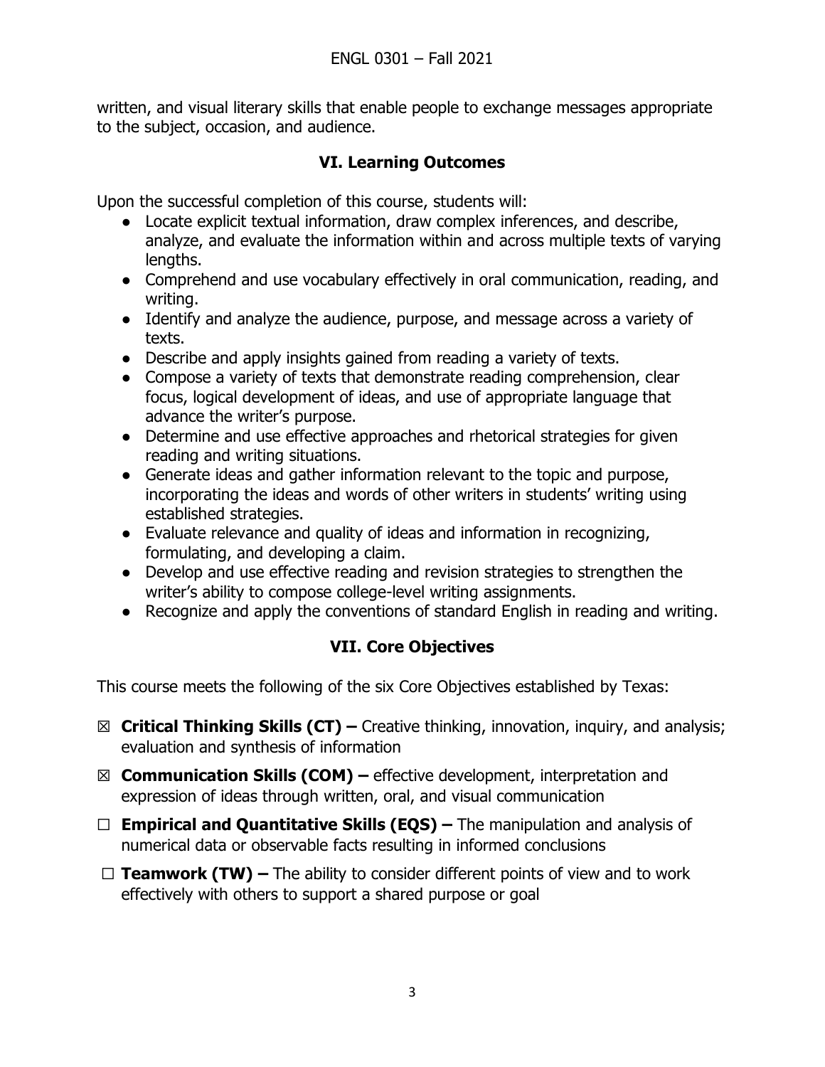written, and visual literary skills that enable people to exchange messages appropriate to the subject, occasion, and audience.

## VI. Learning Outcomes

Upon the successful completion of this course, students will:

- Locate explicit textual information, draw complex inferences, and describe, analyze, and evaluate the information within and across multiple texts of varying lengths.
- Comprehend and use vocabulary effectively in oral communication, reading, and writing.
- Identify and analyze the audience, purpose, and message across a variety of texts.
- Describe and apply insights gained from reading a variety of texts.
- Compose a variety of texts that demonstrate reading comprehension, clear focus, logical development of ideas, and use of appropriate language that advance the writer's purpose.
- Determine and use effective approaches and rhetorical strategies for given reading and writing situations.
- Generate ideas and gather information relevant to the topic and purpose, incorporating the ideas and words of other writers in students' writing using established strategies.
- Evaluate relevance and quality of ideas and information in recognizing, formulating, and developing a claim.
- Develop and use effective reading and revision strategies to strengthen the writer's ability to compose college-level writing assignments.
- Recognize and apply the conventions of standard English in reading and writing.

## VII. Core Objectives

This course meets the following of the six Core Objectives established by Texas:

☒ **Critical Thinking Skills (CT) –** Creative thinking, innovation, inquiry, and analysis; evaluation and synthesis of information

☒ **Communication Skills (COM) –** effective development, interpretation and expression of ideas through written, oral, and visual communication

☐ **Empirical and Quantitative Skills (EQS) –** The manipulation and analysis of numerical data or observable facts resulting in informed conclusions

☐ **Teamwork (TW) –** The ability to consider different points of view and to work effectively with others to support a shared purpose or goal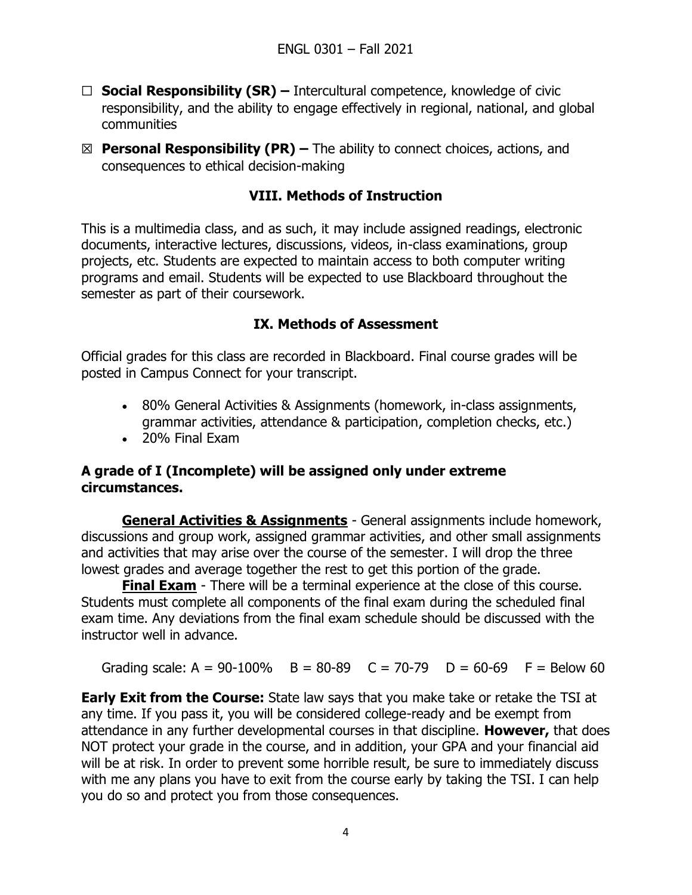☐ **Social Responsibility (SR) –** Intercultural competence, knowledge of civic responsibility, and the ability to engage effectively in regional, national, and global communities

☒ **Personal Responsibility (PR) –** The ability to connect choices, actions, and consequences to ethical decision-making

## VIII. Methods of Instruction

This is a multimedia class, and as such, it may include assigned readings, electronic documents, interactive lectures, discussions, videos, in-class examinations, group projects, etc. Students are expected to maintain access to both computer writing programs and email. Students will be expected to use Blackboard throughout the semester as part of their coursework.

## IX. Methods of Assessment

Official grades for this class are recorded in Blackboard. Final course grades will be posted in Campus Connect for your transcript.

- 80% General Activities & Assignments (homework, in-class assignments, grammar activities, attendance & participation, completion checks, etc.)
- 20% Final Exam

**A grade of I (Incomplete) will be assigned only under extreme circumstances.**

**General Activities & Assignments** - General assignments include homework, discussions and group work, assigned grammar activities, and other small assignments and activities that may arise over the course of the semester. I will drop the three lowest grades and average together the rest to get this portion of the grade.

**Final Exam** - There will be a terminal experience at the close of this course. Students must complete all components of the final exam during the scheduled final exam time. Any deviations from the final exam schedule should be discussed with the instructor well in advance.

Grading scale: A = 90-100% B = 80-89 C = 70-79 D = 60-69 F = Below 60

**Early Exit from the Course:** State law says that you make take or retake the TSI at any time. If you pass it, you will be considered college-ready and be exempt from attendance in any further developmental courses in that discipline. **However,** that does NOT protect your grade in the course, and in addition, your GPA and your financial aid will be at risk. In order to prevent some horrible result, be sure to immediately discuss with me any plans you have to exit from the course early by taking the TSI. I can help you do so and protect you from those consequences.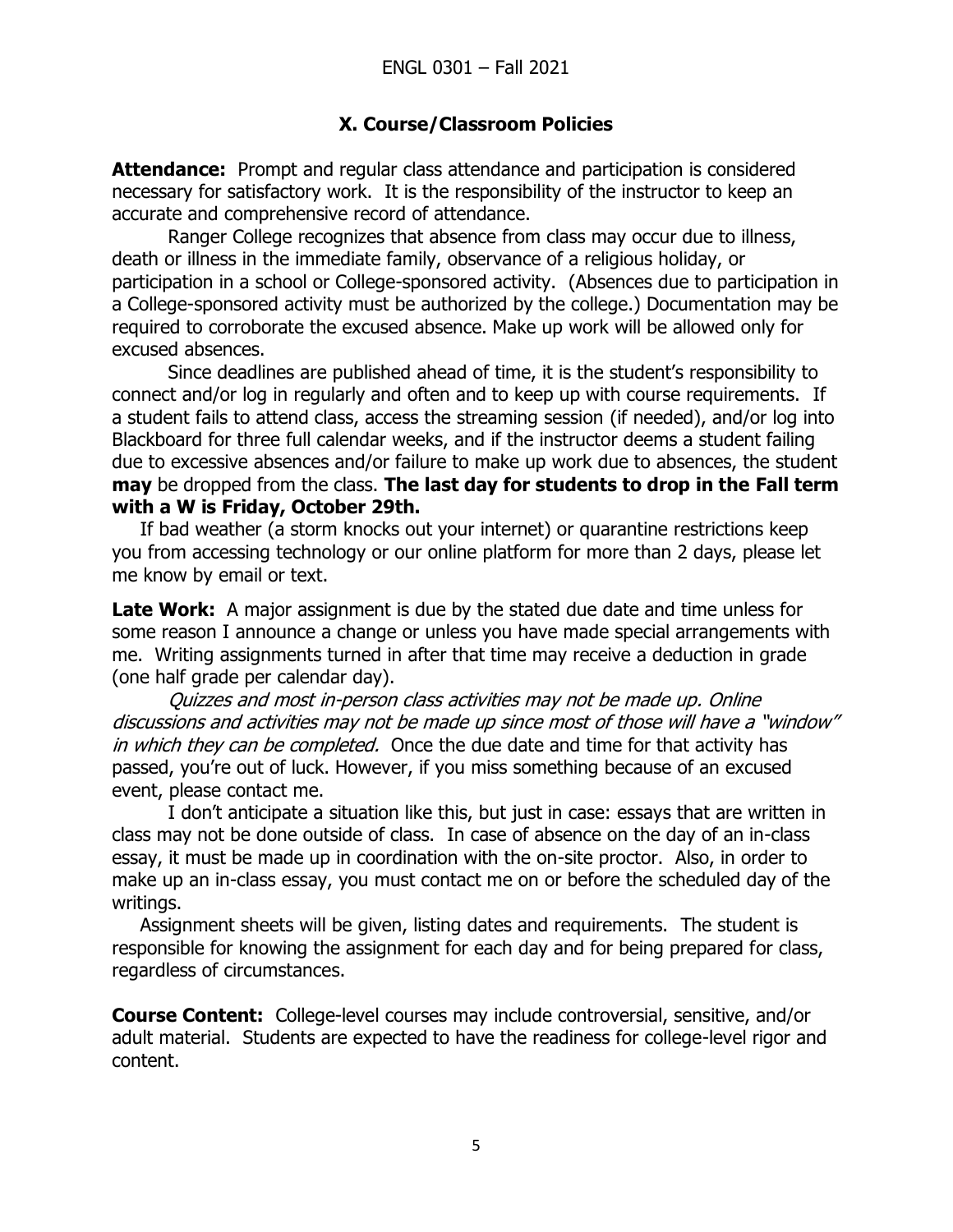## X. Course/Classroom Policies

**Attendance:** Prompt and regular class attendance and participation is considered necessary for satisfactory work. It is the responsibility of the instructor to keep an accurate and comprehensive record of attendance.

Ranger College recognizes that absence from class may occur due to illness, death or illness in the immediate family, observance of a religious holiday, or participation in a school or College-sponsored activity. (Absences due to participation in a College-sponsored activity must be authorized by the college.) Documentation may be required to corroborate the excused absence. Make up work will be allowed only for excused absences.

Since deadlines are published ahead of time, it is the student's responsibility to connect and/or log in regularly and often and to keep up with course requirements. If a student fails to attend class, access the streaming session (if needed), and/or log into Blackboard for three full calendar weeks, and if the instructor deems a student failing due to excessive absences and/or failure to make up work due to absences, the student **may** be dropped from the class. **The last day for students to drop in the Fall term with a W is Friday, October 29th.**

If bad weather (a storm knocks out your internet) or quarantine restrictions keep you from accessing technology or our online platform for more than 2 days, please let me know by email or text.

**Late Work:** A major assignment is due by the stated due date and time unless for some reason I announce a change or unless you have made special arrangements with me. Writing assignments turned in after that time may receive a deduction in grade (one half grade per calendar day).

*Quizzes and most in-person class activities may not be made up. Online discussions and activities may not be made up since most of those will have a "window" in which they can be completed.* Once the due date and time for that activity has passed, you're out of luck. However, if you miss something because of an excused event, please contact me.

I don't anticipate a situation like this, but just in case: essays that are written in class may not be done outside of class. In case of absence on the day of an in-class essay, it must be made up in coordination with the on-site proctor. Also, in order to make up an in-class essay, you must contact me on or before the scheduled day of the writings.

Assignment sheets will be given, listing dates and requirements. The student is responsible for knowing the assignment for each day and for being prepared for class, regardless of circumstances.

**Course Content:** College-level courses may include controversial, sensitive, and/or adult material. Students are expected to have the readiness for college-level rigor and content.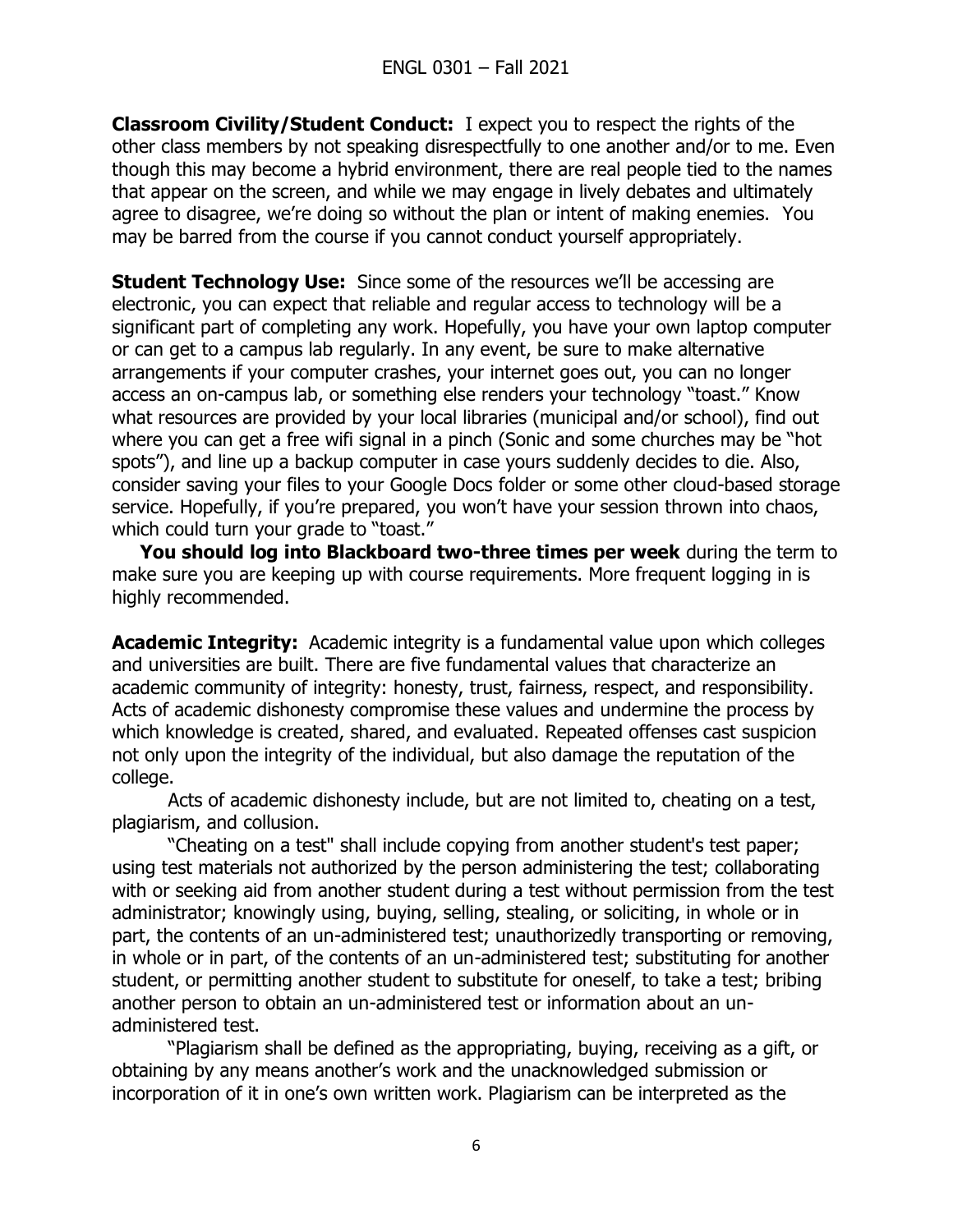**Classroom Civility/Student Conduct:** I expect you to respect the rights of the other class members by not speaking disrespectfully to one another and/or to me. Even though this may become a hybrid environment, there are real people tied to the names that appear on the screen, and while we may engage in lively debates and ultimately agree to disagree, we're doing so without the plan or intent of making enemies. You may be barred from the course if you cannot conduct yourself appropriately.

**Student Technology Use:** Since some of the resources we'll be accessing are electronic, you can expect that reliable and regular access to technology will be a significant part of completing any work. Hopefully, you have your own laptop computer or can get to a campus lab regularly. In any event, be sure to make alternative arrangements if your computer crashes, your internet goes out, you can no longer access an on-campus lab, or something else renders your technology "toast." Know what resources are provided by your local libraries (municipal and/or school), find out where you can get a free wifi signal in a pinch (Sonic and some churches may be "hot spots"), and line up a backup computer in case yours suddenly decides to die. Also, consider saving your files to your Google Docs folder or some other cloud-based storage service. Hopefully, if you're prepared, you won't have your session thrown into chaos, which could turn your grade to "toast."

**You should log into Blackboard two-three times per week** during the term to make sure you are keeping up with course requirements. More frequent logging in is highly recommended.

**Academic Integrity:** Academic integrity is a fundamental value upon which colleges and universities are built. There are five fundamental values that characterize an academic community of integrity: honesty, trust, fairness, respect, and responsibility. Acts of academic dishonesty compromise these values and undermine the process by which knowledge is created, shared, and evaluated. Repeated offenses cast suspicion not only upon the integrity of the individual, but also damage the reputation of the college.

Acts of academic dishonesty include, but are not limited to, cheating on a test, plagiarism, and collusion.

"Cheating on a test" shall include copying from another student's test paper; using test materials not authorized by the person administering the test; collaborating with or seeking aid from another student during a test without permission from the test administrator; knowingly using, buying, selling, stealing, or soliciting, in whole or in part, the contents of an un-administered test; unauthorizedly transporting or removing, in whole or in part, of the contents of an un-administered test; substituting for another student, or permitting another student to substitute for oneself, to take a test; bribing another person to obtain an un-administered test or information about an un-administered test.

"Plagiarism shall be defined as the appropriating, buying, receiving as a gift, or obtaining by any means another's work and the unacknowledged submission or incorporation of it in one's own written work. Plagiarism can be interpreted as the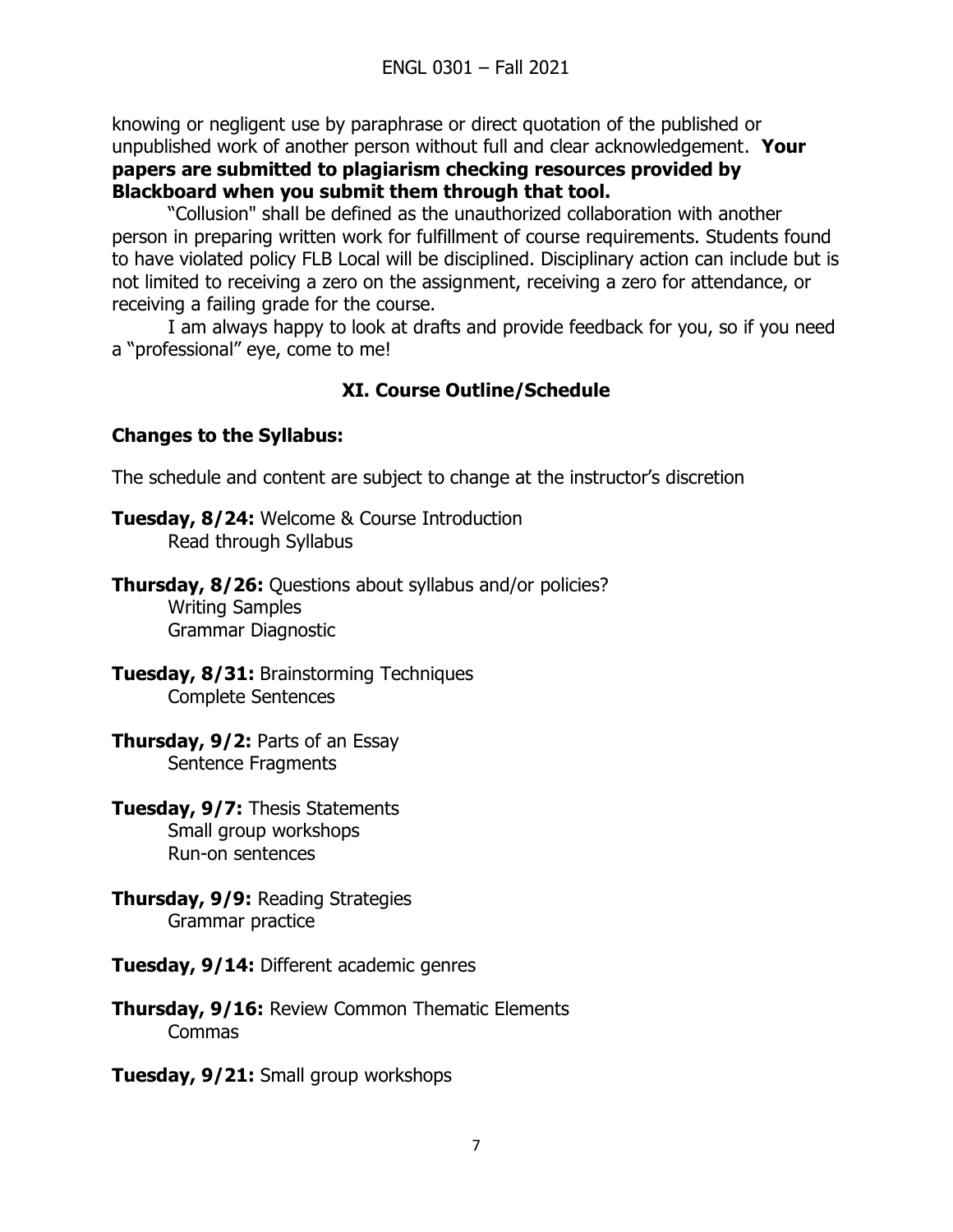knowing or negligent use by paraphrase or direct quotation of the published or unpublished work of another person without full and clear acknowledgement. **Your papers are submitted to plagiarism checking resources provided by Blackboard when you submit them through that tool.**

"Collusion" shall be defined as the unauthorized collaboration with another person in preparing written work for fulfillment of course requirements. Students found to have violated policy FLB Local will be disciplined. Disciplinary action can include but is not limited to receiving a zero on the assignment, receiving a zero for attendance, or receiving a failing grade for the course.

I am always happy to look at drafts and provide feedback for you, so if you need a "professional" eye, come to me!

## XI. Course Outline/Schedule

### Changes to the Syllabus:

The schedule and content are subject to change at the instructor's discretion

**Tuesday, 8/24:** Welcome & Course Introduction
Read through Syllabus

**Thursday, 8/26:** Questions about syllabus and/or policies?
Writing Samples
Grammar Diagnostic

**Tuesday, 8/31:** Brainstorming Techniques
Complete Sentences

**Thursday, 9/2:** Parts of an Essay
Sentence Fragments

**Tuesday, 9/7:** Thesis Statements
Small group workshops
Run-on sentences

**Thursday, 9/9:** Reading Strategies
Grammar practice

**Tuesday, 9/14:** Different academic genres

**Thursday, 9/16:** Review Common Thematic Elements
Commas

**Tuesday, 9/21:** Small group workshops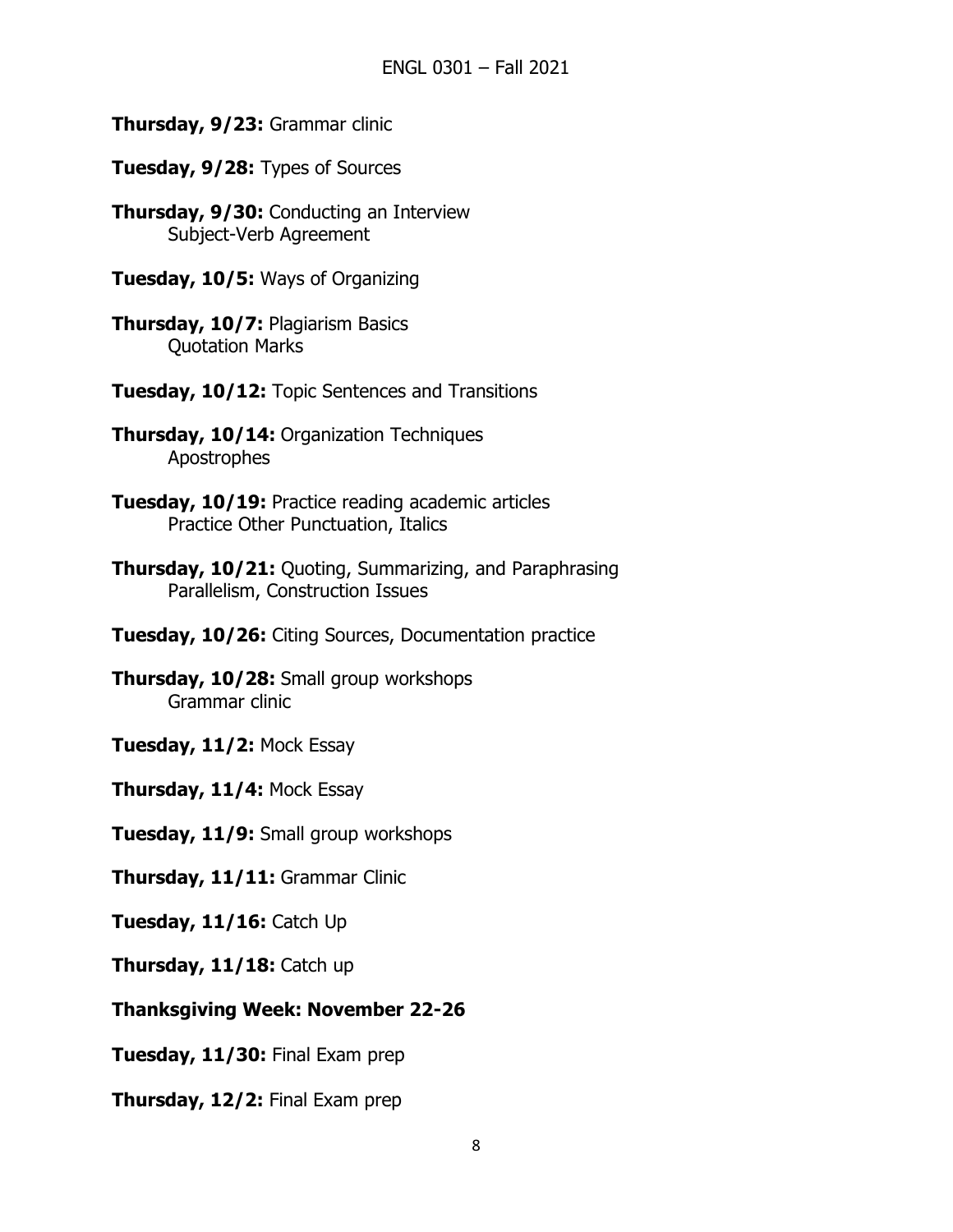**Thursday, 9/23:** Grammar clinic

**Tuesday, 9/28:** Types of Sources

**Thursday, 9/30:** Conducting an Interview
Subject-Verb Agreement

**Tuesday, 10/5:** Ways of Organizing

**Thursday, 10/7:** Plagiarism Basics
Quotation Marks

**Tuesday, 10/12:** Topic Sentences and Transitions

**Thursday, 10/14:** Organization Techniques
Apostrophes

**Tuesday, 10/19:** Practice reading academic articles
Practice Other Punctuation, Italics

**Thursday, 10/21:** Quoting, Summarizing, and Paraphrasing
Parallelism, Construction Issues

**Tuesday, 10/26:** Citing Sources, Documentation practice

**Thursday, 10/28:** Small group workshops
Grammar clinic

**Tuesday, 11/2:** Mock Essay

**Thursday, 11/4:** Mock Essay

**Tuesday, 11/9:** Small group workshops

**Thursday, 11/11:** Grammar Clinic

**Tuesday, 11/16:** Catch Up

**Thursday, 11/18:** Catch up

**Thanksgiving Week: November 22-26**

**Tuesday, 11/30:** Final Exam prep

**Thursday, 12/2:** Final Exam prep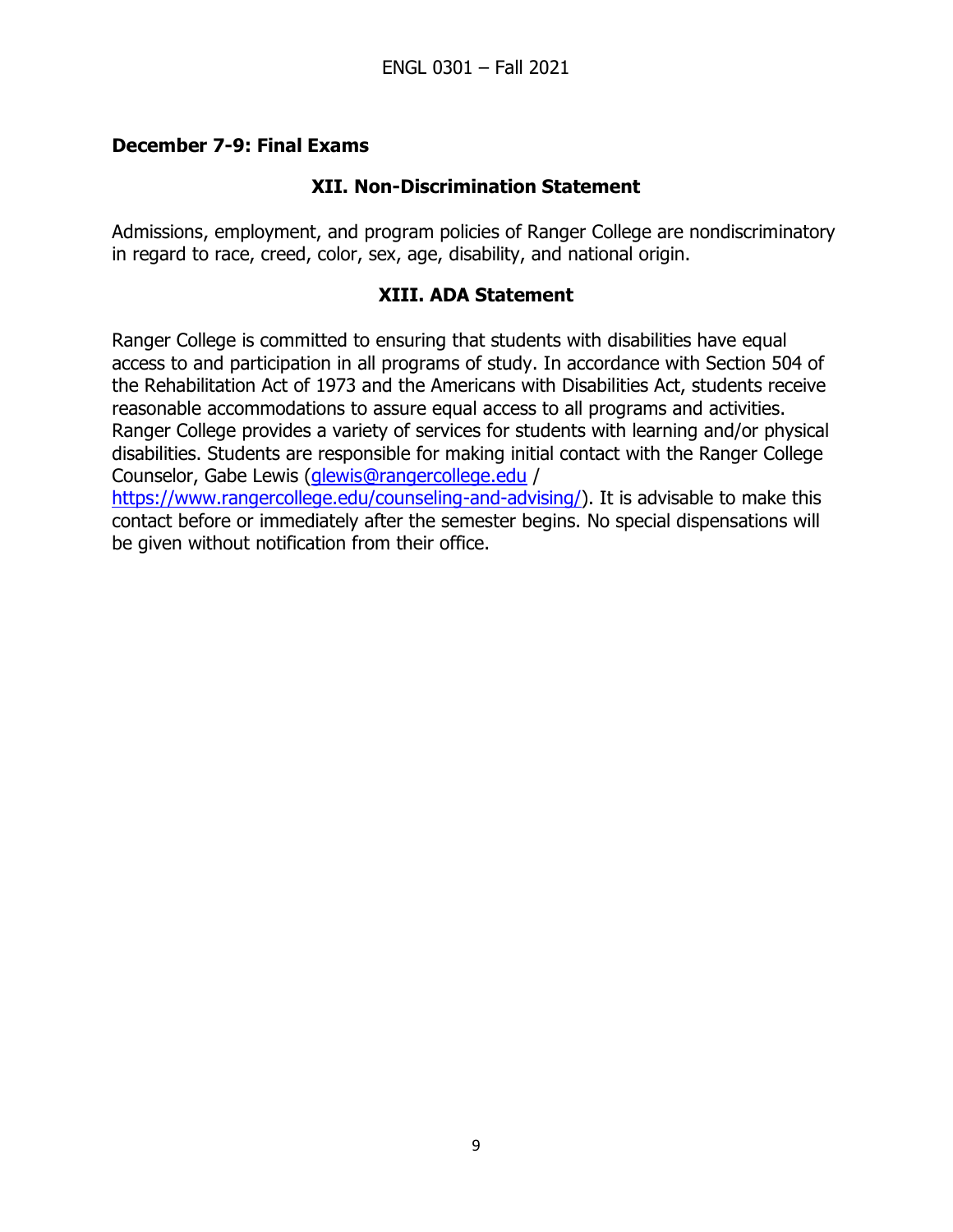**December 7-9: Final Exams**

## XII. Non-Discrimination Statement

Admissions, employment, and program policies of Ranger College are nondiscriminatory in regard to race, creed, color, sex, age, disability, and national origin.

## XIII. ADA Statement

Ranger College is committed to ensuring that students with disabilities have equal access to and participation in all programs of study. In accordance with Section 504 of the Rehabilitation Act of 1973 and the Americans with Disabilities Act, students receive reasonable accommodations to assure equal access to all programs and activities. Ranger College provides a variety of services for students with learning and/or physical disabilities. Students are responsible for making initial contact with the Ranger College Counselor, Gabe Lewis (glewis@rangercollege.edu / https://www.rangercollege.edu/counseling-and-advising/). It is advisable to make this contact before or immediately after the semester begins. No special dispensations will be given without notification from their office.